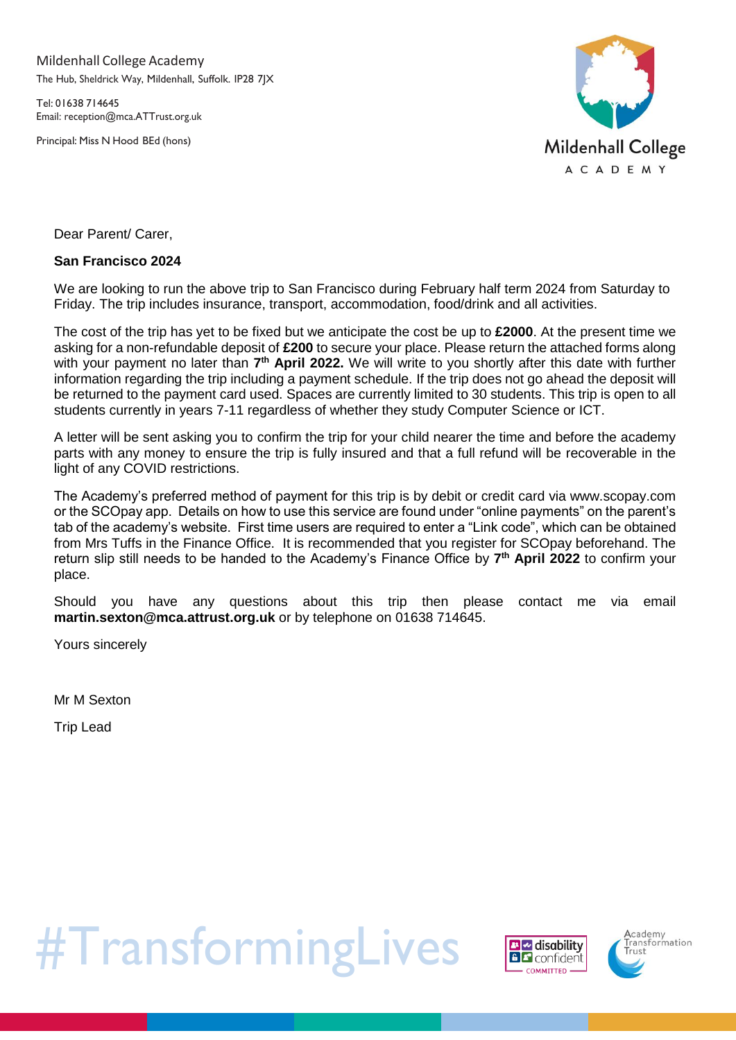Mildenhall College Academy
The Hub, Sheldrick Way, Mildenhall, Suffolk. IP28 7JX

Tel: 01638 714645
Email: reception@mca.ATTrust.org.uk

Principal: Miss N Hood BEd (hons)

Dear Parent/ Carer,

**San Francisco 2024**

We are looking to run the above trip to San Francisco during February half term 2024 from Saturday to Friday. The trip includes insurance, transport, accommodation, food/drink and all activities.

The cost of the trip has yet to be fixed but we anticipate the cost be up to **£2000**. At the present time we asking for a non-refundable deposit of **£200** to secure your place. Please return the attached forms along with your payment no later than **7th April 2022.** We will write to you shortly after this date with further information regarding the trip including a payment schedule. If the trip does not go ahead the deposit will be returned to the payment card used. Spaces are currently limited to 30 students. This trip is open to all students currently in years 7-11 regardless of whether they study Computer Science or ICT.

A letter will be sent asking you to confirm the trip for your child nearer the time and before the academy parts with any money to ensure the trip is fully insured and that a full refund will be recoverable in the light of any COVID restrictions.

The Academy's preferred method of payment for this trip is by debit or credit card via www.scopay.com or the SCOpay app. Details on how to use this service are found under "online payments" on the parent's tab of the academy's website. First time users are required to enter a "Link code", which can be obtained from Mrs Tuffs in the Finance Office. It is recommended that you register for SCOpay beforehand. The return slip still needs to be handed to the Academy's Finance Office by **7th April 2022** to confirm your place.

Should you have any questions about this trip then please contact me via email **martin.sexton@mca.attrust.org.uk** or by telephone on 01638 714645.

Yours sincerely

Mr M Sexton

Trip Lead

#TransformingLives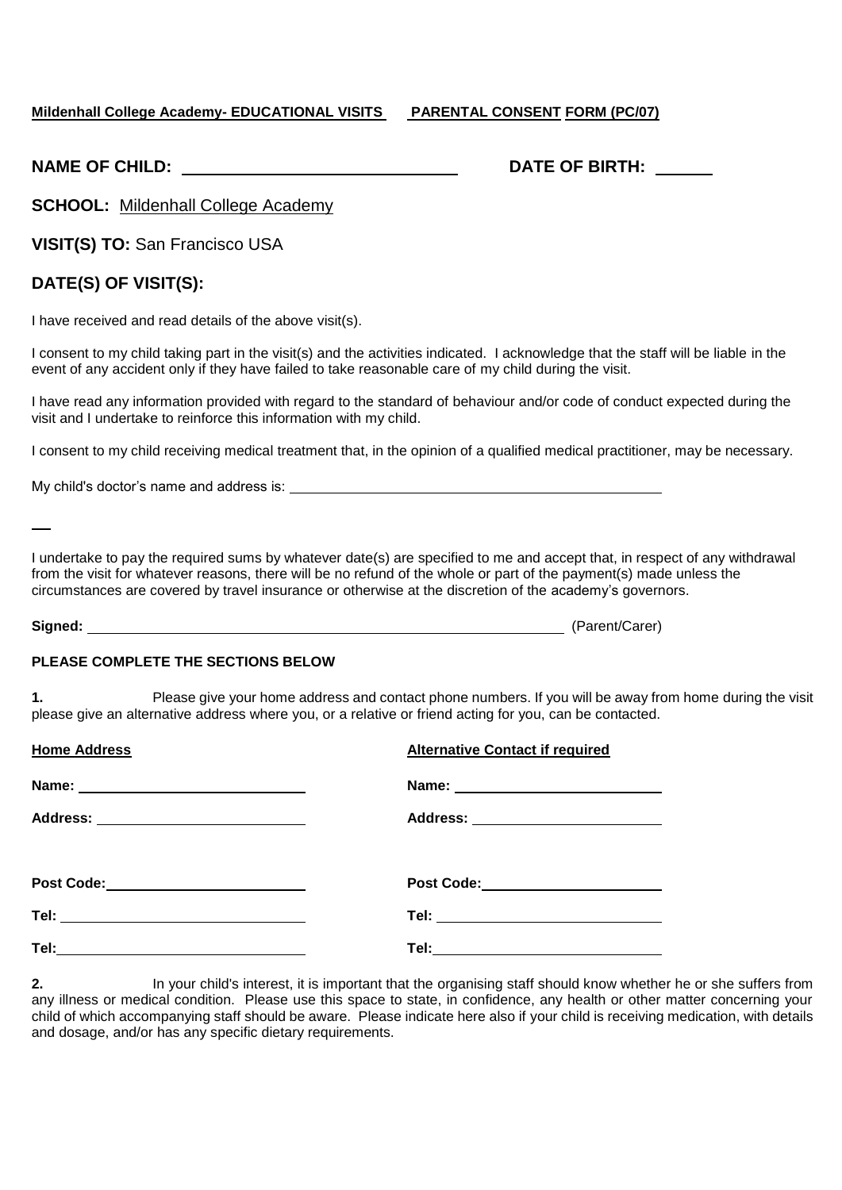**Mildenhall College Academy- EDUCATIONAL VISITS PARENTAL CONSENT FORM (PC/07)**

**NAME OF CHILD:** \_\_\_\_\_\_\_\_\_\_\_\_\_\_\_\_\_\_\_\_\_\_\_\_\_\_\_\_ **DATE OF BIRTH:** \_\_\_\_\_\_

**SCHOOL:** Mildenhall College Academy

**VISIT(S) TO:** San Francisco USA

**DATE(S) OF VISIT(S):**

I have received and read details of the above visit(s).

I consent to my child taking part in the visit(s) and the activities indicated. I acknowledge that the staff will be liable in the event of any accident only if they have failed to take reasonable care of my child during the visit.

I have read any information provided with regard to the standard of behaviour and/or code of conduct expected during the visit and I undertake to reinforce this information with my child.

I consent to my child receiving medical treatment that, in the opinion of a qualified medical practitioner, may be necessary.

My child's doctor's name and address is: \_\_\_\_\_\_\_\_\_\_\_\_\_\_\_\_\_\_\_\_\_\_\_\_\_\_\_\_\_\_\_\_\_\_\_\_\_\_\_\_\_\_\_\_

I undertake to pay the required sums by whatever date(s) are specified to me and accept that, in respect of any withdrawal from the visit for whatever reasons, there will be no refund of the whole or part of the payment(s) made unless the circumstances are covered by travel insurance or otherwise at the discretion of the academy's governors.

**Signed:** \_\_\_\_\_\_\_\_\_\_\_\_\_\_\_\_\_\_\_\_\_\_\_\_\_\_\_\_\_\_\_\_\_\_\_\_\_\_\_\_\_\_\_\_\_\_\_\_\_\_\_\_ (Parent/Carer)

**PLEASE COMPLETE THE SECTIONS BELOW**

**1.** Please give your home address and contact phone numbers. If you will be away from home during the visit please give an alternative address where you, or a relative or friend acting for you, can be contacted.

| **Home Address** | **Alternative Contact if required** |
|---|---|
| **Name:** | **Name:** |
| **Address:** | **Address:** |
| | |
| **Post Code:** | **Post Code:** |
| **Tel:** | **Tel:** |
| **Tel:** | **Tel:** |

**2.** In your child's interest, it is important that the organising staff should know whether he or she suffers from any illness or medical condition. Please use this space to state, in confidence, any health or other matter concerning your child of which accompanying staff should be aware. Please indicate here also if your child is receiving medication, with details and dosage, and/or has any specific dietary requirements.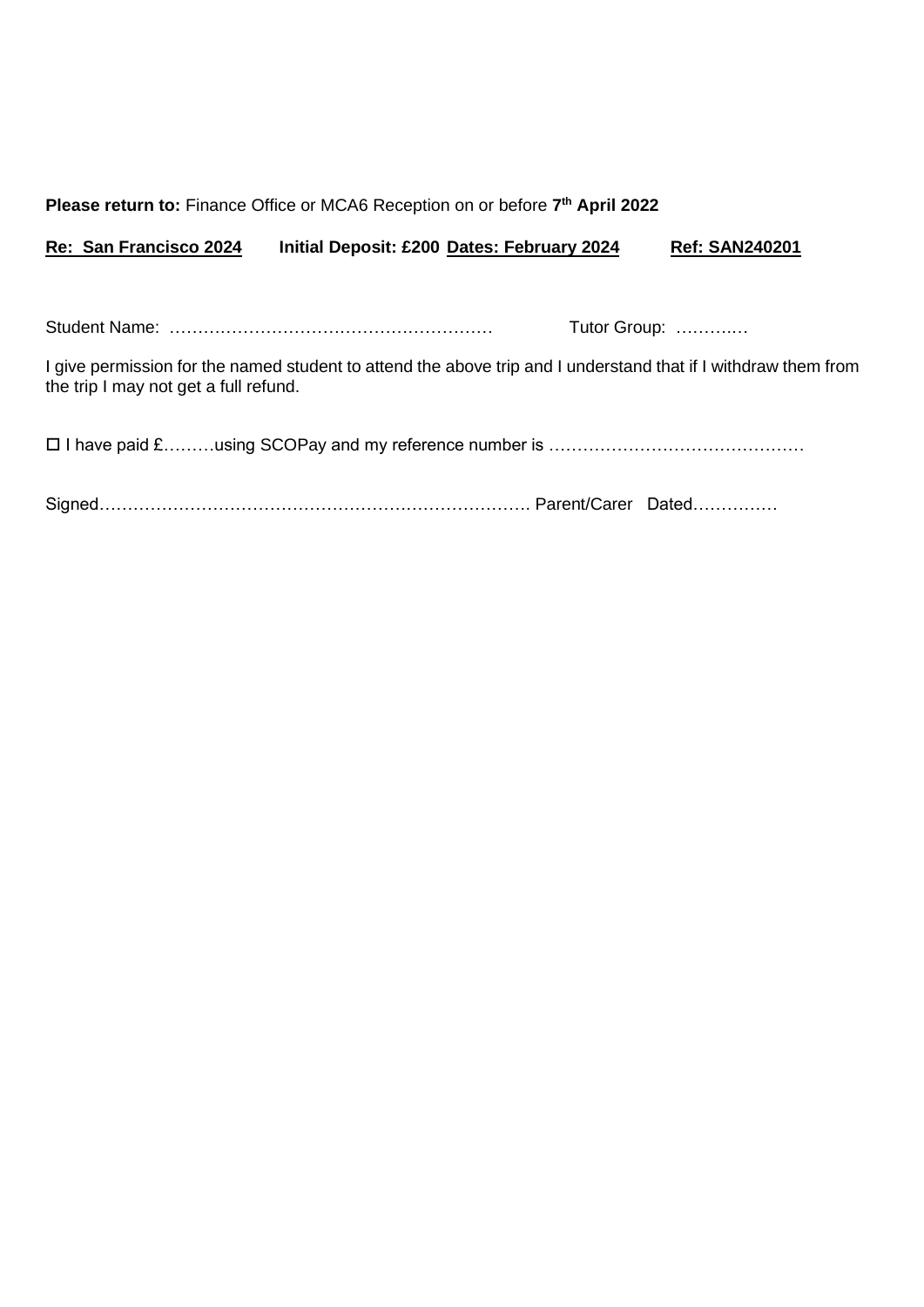**Please return to:** Finance Office or MCA6 Reception on or before **7th April 2022**

**Re: San Francisco 2024** **Initial Deposit: £200** **Dates: February 2024** **Ref: SAN240201**

Student Name: ………………………………………………… Tutor Group: ………..…

I give permission for the named student to attend the above trip and I understand that if I withdraw them from the trip I may not get a full refund.

☐ I have paid £………using SCOPay and my reference number is ………………………………………

Signed…………………………………………….…………………. Parent/Carer Dated……………